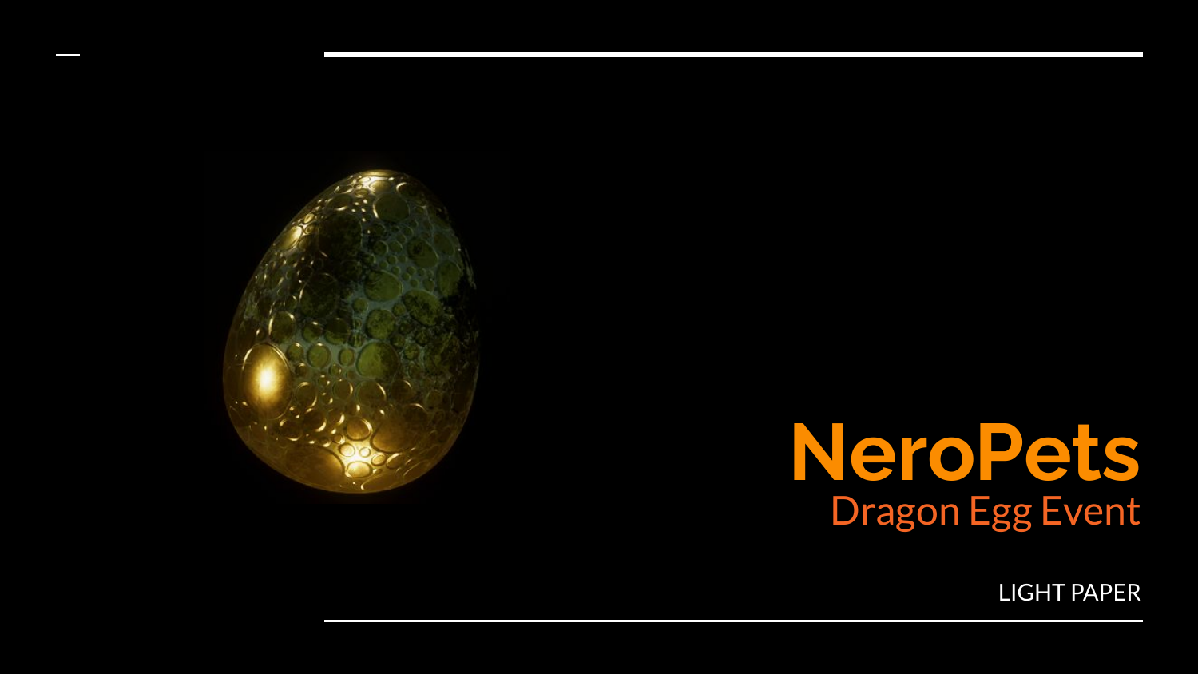# NeroPets

## Dragon Egg Event

LIGHT PAPER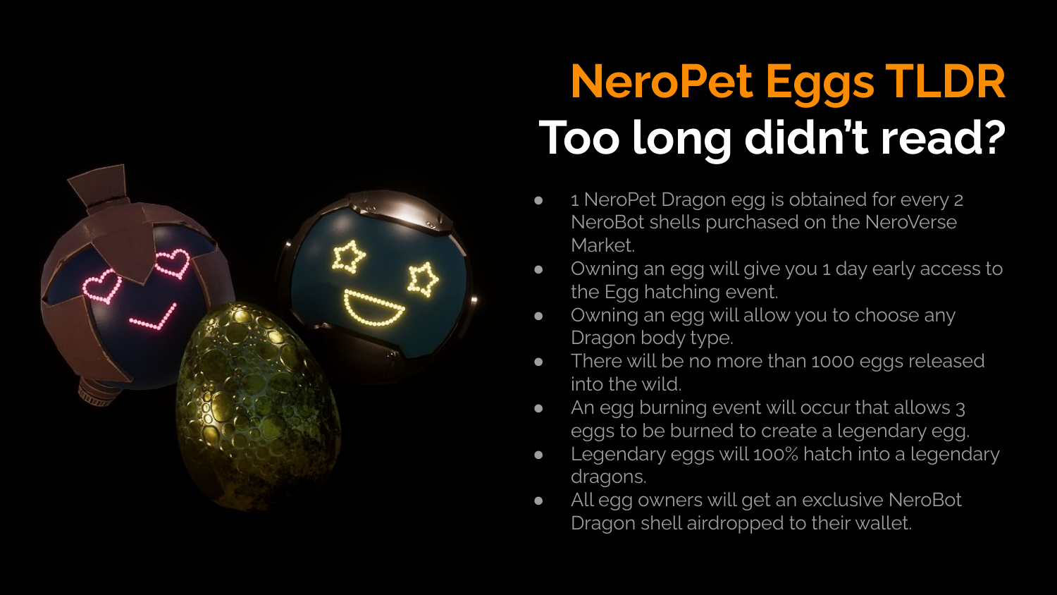# NeroPet Eggs TLDR

## Too long didn't read?

- 1 NeroPet Dragon egg is obtained for every 2 NeroBot shells purchased on the NeroVerse Market.
- Owning an egg will give you 1 day early access to the Egg hatching event.
- Owning an egg will allow you to choose any Dragon body type.
- There will be no more than 1000 eggs released into the wild.
- An egg burning event will occur that allows 3 eggs to be burned to create a legendary egg.
- Legendary eggs will 100% hatch into a legendary dragons.
- All egg owners will get an exclusive NeroBot Dragon shell airdropped to their wallet.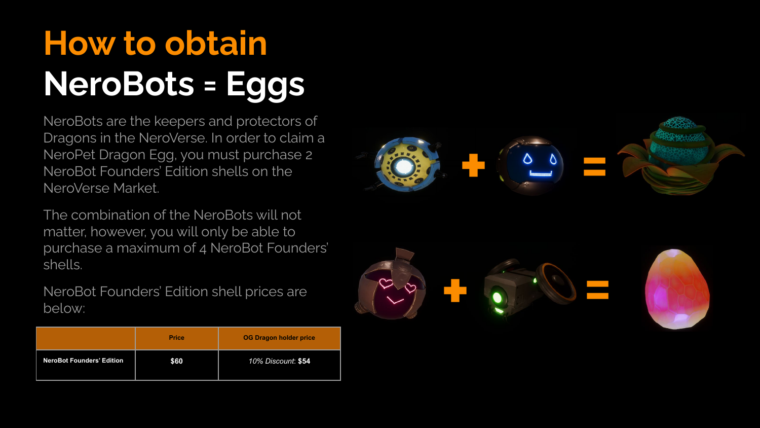# How to obtain

# NeroBots = Eggs

NeroBots are the keepers and protectors of Dragons in the NeroVerse. In order to claim a NeroPet Dragon Egg, you must purchase 2 NeroBot Founders' Edition shells on the NeroVerse Market.

The combination of the NeroBots will not matter, however, you will only be able to purchase a maximum of 4 NeroBot Founders' shells.

NeroBot Founders' Edition shell prices are below:

| | Price | OG Dragon holder price |
|---|---|---|
| **NeroBot Founders' Edition** | **$60** | *10% Discount*: **$54** |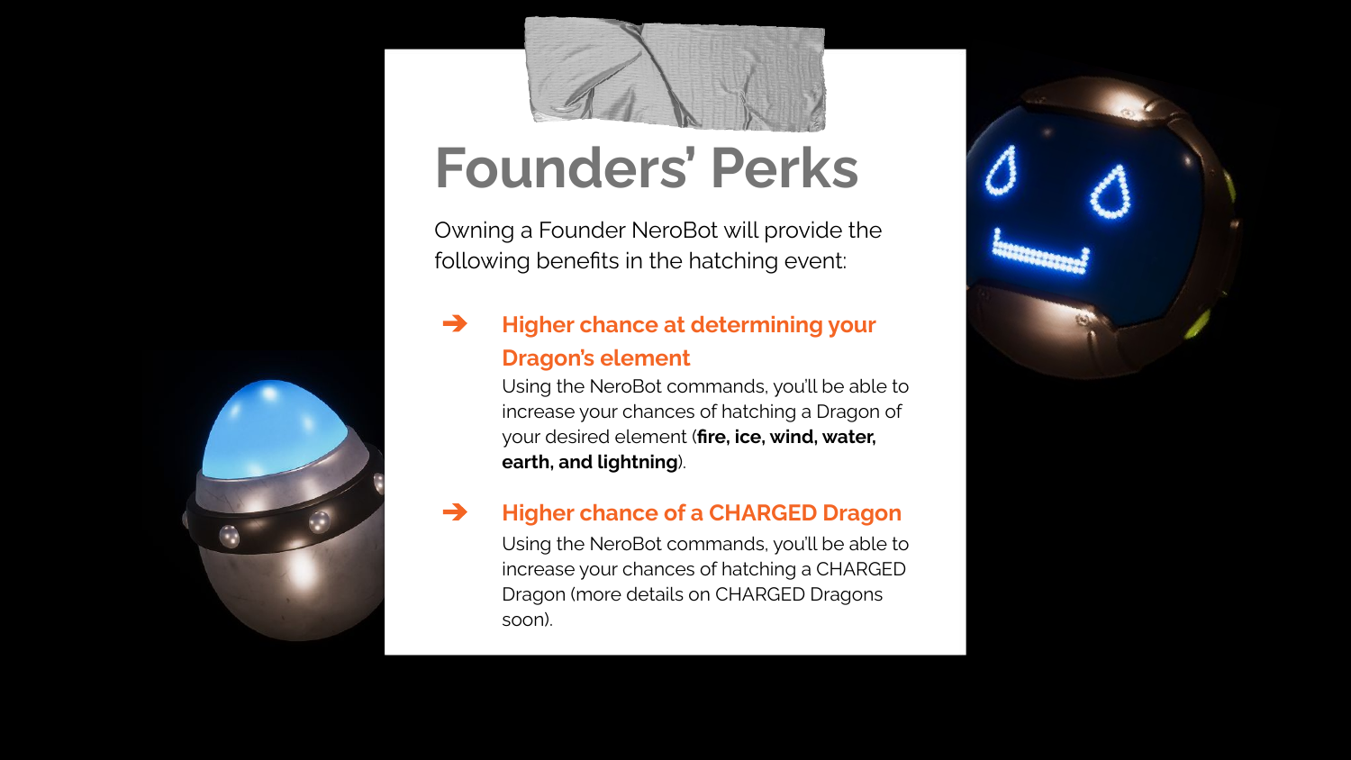# Founders' Perks

Owning a Founder NeroBot will provide the following benefits in the hatching event:

- ### Higher chance at determining your Dragon's element

  Using the NeroBot commands, you'll be able to increase your chances of hatching a Dragon of your desired element (**fire, ice, wind, water, earth, and lightning**).

- ### Higher chance of a CHARGED Dragon

  Using the NeroBot commands, you'll be able to increase your chances of hatching a CHARGED Dragon (more details on CHARGED Dragons soon).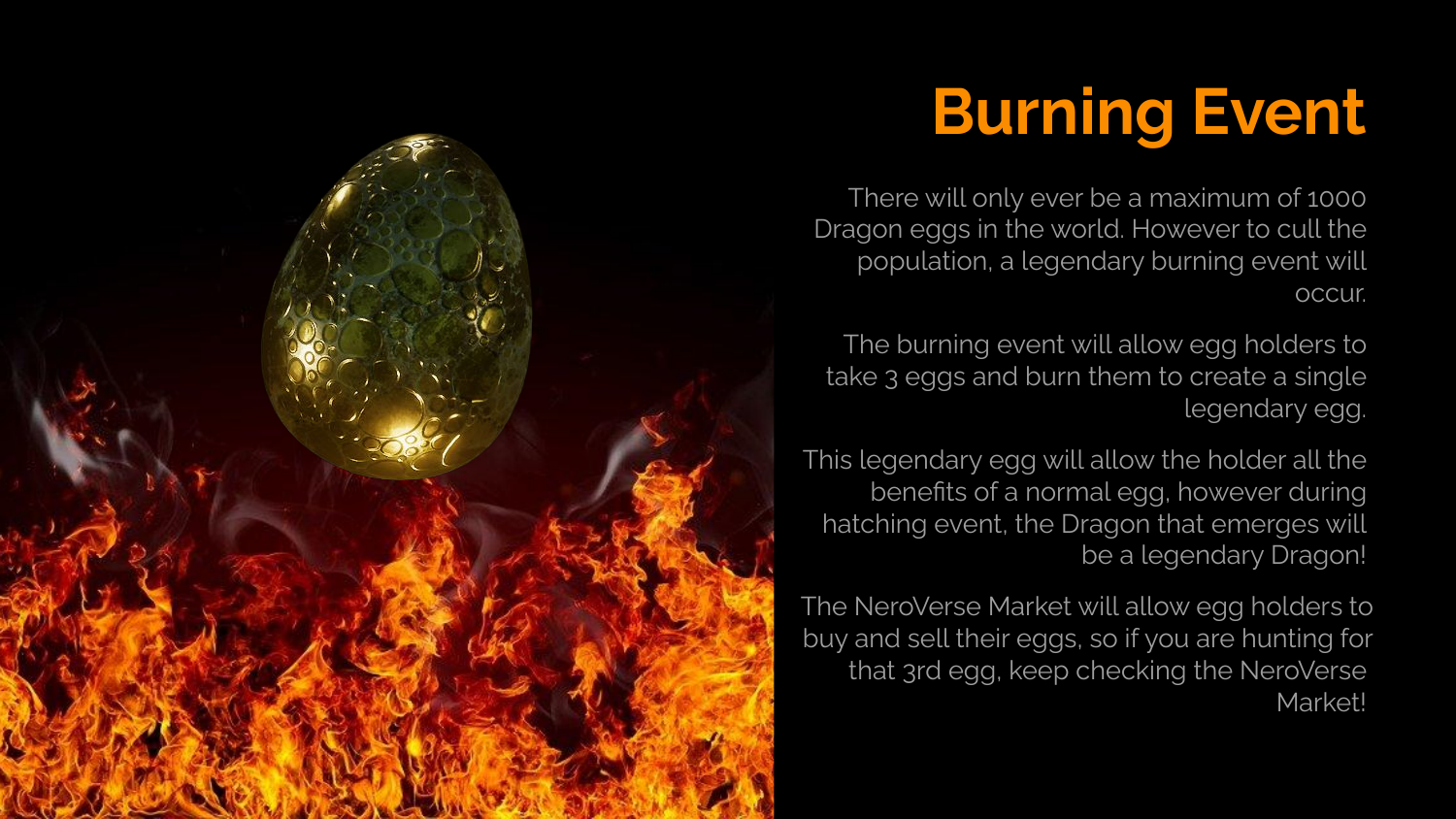# Burning Event

There will only ever be a maximum of 1000 Dragon eggs in the world. However to cull the population, a legendary burning event will occur.

The burning event will allow egg holders to take 3 eggs and burn them to create a single legendary egg.

This legendary egg will allow the holder all the benefits of a normal egg, however during hatching event, the Dragon that emerges will be a legendary Dragon!

The NeroVerse Market will allow egg holders to buy and sell their eggs, so if you are hunting for that 3rd egg, keep checking the NeroVerse Market!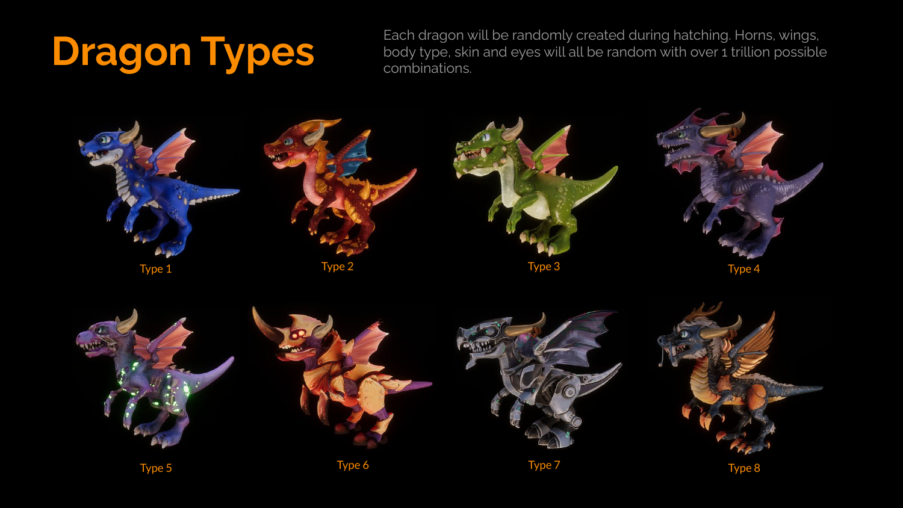# Dragon Types

Each dragon will be randomly created during hatching. Horns, wings, body type, skin and eyes will all be random with over 1 trillion possible combinations.

Type 1

Type 2

Type 3

Type 4

Type 5

Type 6

Type 7

Type 8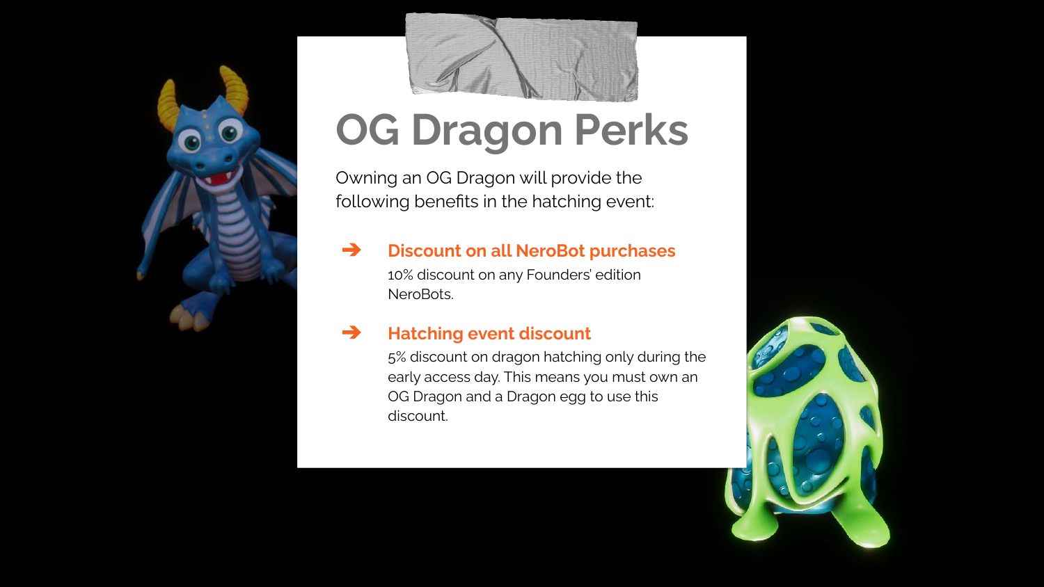# OG Dragon Perks

Owning an OG Dragon will provide the following benefits in the hatching event:

- **Discount on all NeroBot purchases**
  10% discount on any Founders' edition NeroBots.

- **Hatching event discount**
  5% discount on dragon hatching only during the early access day. This means you must own an OG Dragon and a Dragon egg to use this discount.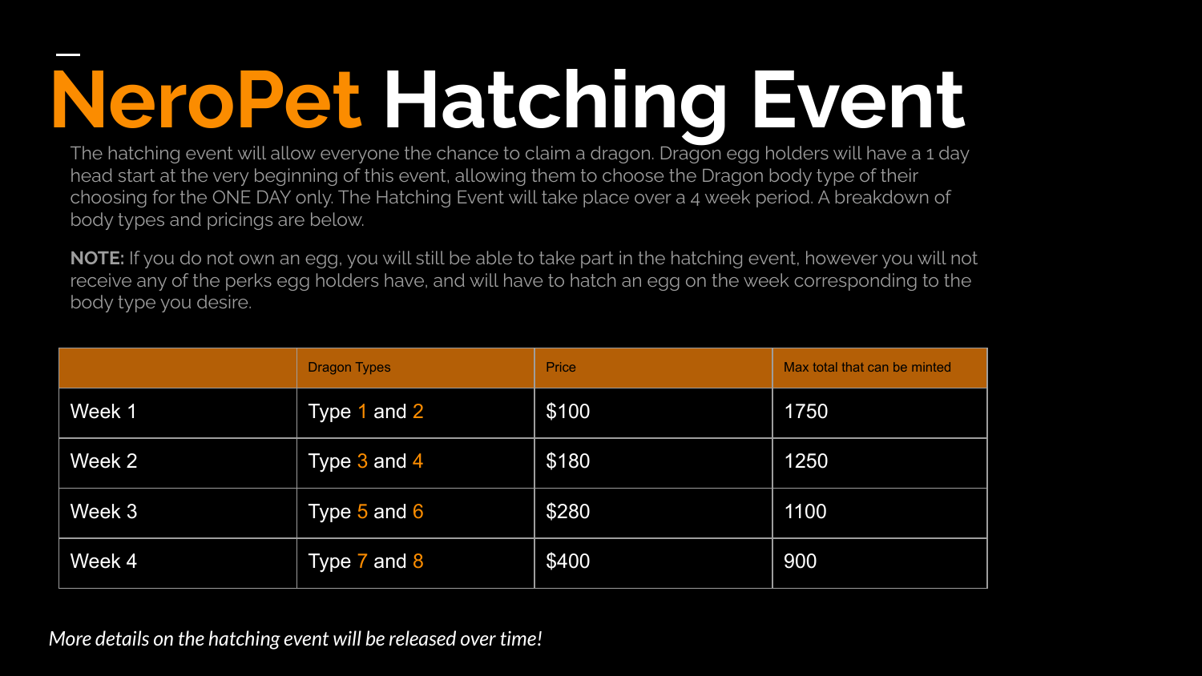# NeroPet Hatching Event

The hatching event will allow everyone the chance to claim a dragon. Dragon egg holders will have a 1 day head start at the very beginning of this event, allowing them to choose the Dragon body type of their choosing for the ONE DAY only. The Hatching Event will take place over a 4 week period. A breakdown of body types and pricings are below.

**NOTE:** If you do not own an egg, you will still be able to take part in the hatching event, however you will not receive any of the perks egg holders have, and will have to hatch an egg on the week corresponding to the body type you desire.

| | Dragon Types | Price | Max total that can be minted |
|---|---|---|---|
| Week 1 | Type 1 and 2 | $100 | 1750 |
| Week 2 | Type 3 and 4 | $180 | 1250 |
| Week 3 | Type 5 and 6 | $280 | 1100 |
| Week 4 | Type 7 and 8 | $400 | 900 |

*More details on the hatching event will be released over time!*